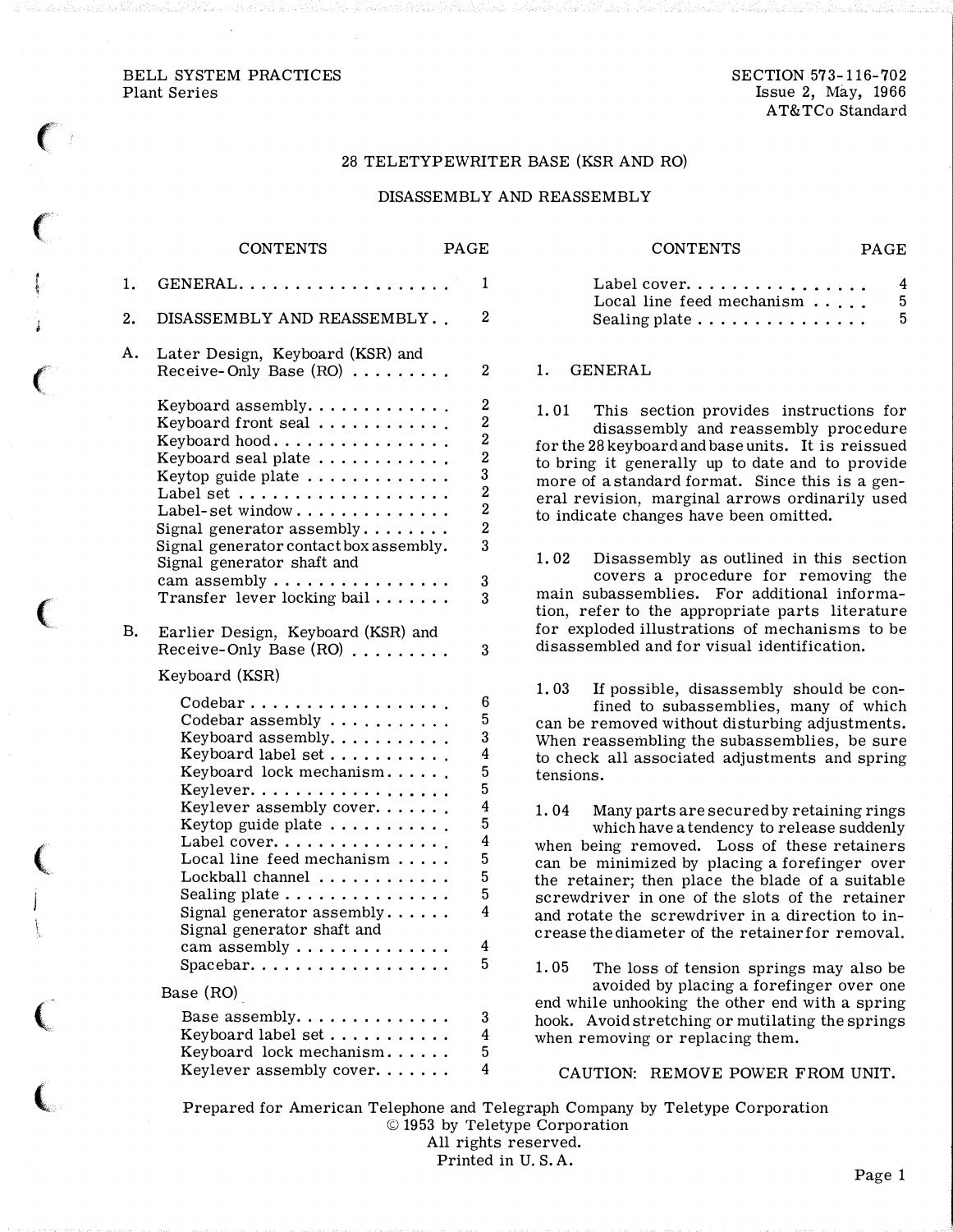BELL SYSTEM PRACTICES
Plant Series

SECTION 573-116-702
Issue 2, May, 1966
AT&TCo Standard

# 28 TELETYPEWRITER BASE (KSR AND RO)

## DISASSEMBLY AND REASSEMBLY

| CONTENTS | PAGE |
|---|---|
| 1. GENERAL | 1 |
| 2. DISASSEMBLY AND REASSEMBLY | 2 |
| A. Later Design, Keyboard (KSR) and Receive-Only Base (RO) | 2 |
| Keyboard assembly | 2 |
| Keyboard front seal | 2 |
| Keyboard hood | 2 |
| Keyboard seal plate | 2 |
| Keytop guide plate | 3 |
| Label set | 2 |
| Label-set window | 2 |
| Signal generator assembly | 2 |
| Signal generator contact box assembly | 3 |
| Signal generator shaft and cam assembly | 3 |
| Transfer lever locking bail | 3 |
| B. Earlier Design, Keyboard (KSR) and Receive-Only Base (RO) | 3 |
| Keyboard (KSR) | |
| Codebar | 6 |
| Codebar assembly | 5 |
| Keyboard assembly | 3 |
| Keyboard label set | 4 |
| Keyboard lock mechanism | 5 |
| Keylever | 5 |
| Keylever assembly cover | 4 |
| Keytop guide plate | 5 |
| Label cover | 4 |
| Local line feed mechanism | 5 |
| Lockball channel | 5 |
| Sealing plate | 5 |
| Signal generator assembly | 4 |
| Signal generator shaft and cam assembly | 4 |
| Spacebar | 5 |
| Base (RO) | |
| Base assembly | 3 |
| Keyboard label set | 4 |
| Keyboard lock mechanism | 5 |
| Keylever assembly cover | 4 |
| Label cover | 4 |
| Local line feed mechanism | 5 |
| Sealing plate | 5 |

## 1. GENERAL

1.01 This section provides instructions for disassembly and reassembly procedure for the 28 keyboard and base units. It is reissued to bring it generally up to date and to provide more of a standard format. Since this is a general revision, marginal arrows ordinarily used to indicate changes have been omitted.

1.02 Disassembly as outlined in this section covers a procedure for removing the main subassemblies. For additional information, refer to the appropriate parts literature for exploded illustrations of mechanisms to be disassembled and for visual identification.

1.03 If possible, disassembly should be confined to subassemblies, many of which can be removed without disturbing adjustments. When reassembling the subassemblies, be sure to check all associated adjustments and spring tensions.

1.04 Many parts are secured by retaining rings which have a tendency to release suddenly when being removed. Loss of these retainers can be minimized by placing a forefinger over the retainer; then place the blade of a suitable screwdriver in one of the slots of the retainer and rotate the screwdriver in a direction to increase the diameter of the retainer for removal.

1.05 The loss of tension springs may also be avoided by placing a forefinger over one end while unhooking the other end with a spring hook. Avoid stretching or mutilating the springs when removing or replacing them.

CAUTION: REMOVE POWER FROM UNIT.

Prepared for American Telephone and Telegraph Company by Teletype Corporation
© 1953 by Teletype Corporation
All rights reserved.
Printed in U. S. A.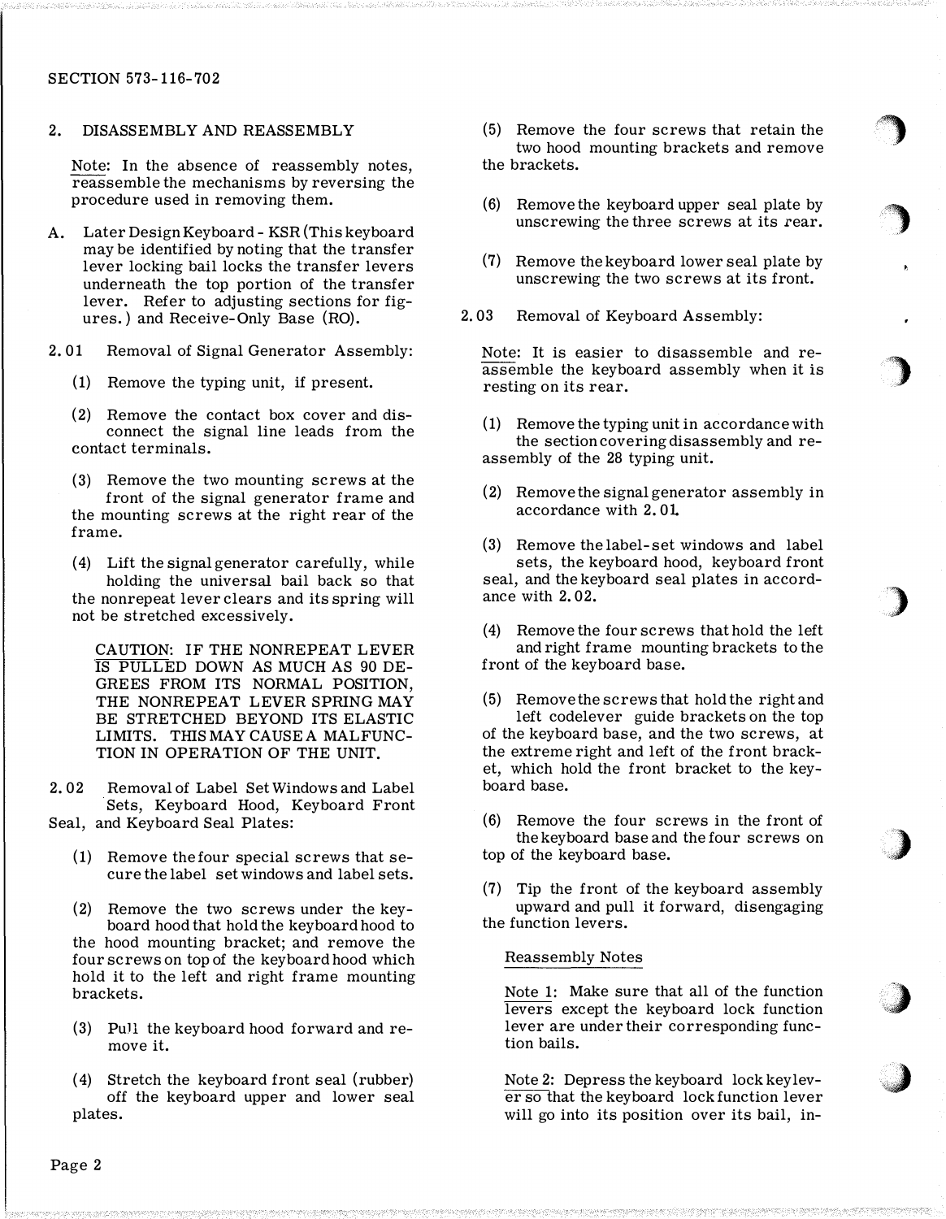## 2. DISASSEMBLY AND REASSEMBLY

Note: In the absence of reassembly notes, reassemble the mechanisms by reversing the procedure used in removing them.

A. Later Design Keyboard - KSR (This keyboard may be identified by noting that the transfer lever locking bail locks the transfer levers underneath the top portion of the transfer lever. Refer to adjusting sections for figures.) and Receive-Only Base (RO).

2.01 Removal of Signal Generator Assembly:

(1) Remove the typing unit, if present.

(2) Remove the contact box cover and disconnect the signal line leads from the contact terminals.

(3) Remove the two mounting screws at the front of the signal generator frame and the mounting screws at the right rear of the frame.

(4) Lift the signal generator carefully, while holding the universal bail back so that the nonrepeat lever clears and its spring will not be stretched excessively.

CAUTION: IF THE NONREPEAT LEVER IS PULLED DOWN AS MUCH AS 90 DEGREES FROM ITS NORMAL POSITION, THE NONREPEAT LEVER SPRING MAY BE STRETCHED BEYOND ITS ELASTIC LIMITS. THIS MAY CAUSE A MALFUNCTION IN OPERATION OF THE UNIT.

2.02 Removal of Label Set Windows and Label Sets, Keyboard Hood, Keyboard Front Seal, and Keyboard Seal Plates:

(1) Remove the four special screws that secure the label set windows and label sets.

(2) Remove the two screws under the keyboard hood that hold the keyboard hood to the hood mounting bracket; and remove the four screws on top of the keyboard hood which hold it to the left and right frame mounting brackets.

(3) Pull the keyboard hood forward and remove it.

(4) Stretch the keyboard front seal (rubber) off the keyboard upper and lower seal plates.

(5) Remove the four screws that retain the two hood mounting brackets and remove the brackets.

(6) Remove the keyboard upper seal plate by unscrewing the three screws at its rear.

(7) Remove the keyboard lower seal plate by unscrewing the two screws at its front.

2.03 Removal of Keyboard Assembly:

Note: It is easier to disassemble and reassemble the keyboard assembly when it is resting on its rear.

(1) Remove the typing unit in accordance with the section covering disassembly and reassembly of the 28 typing unit.

(2) Remove the signal generator assembly in accordance with 2.01.

(3) Remove the label-set windows and label sets, the keyboard hood, keyboard front seal, and the keyboard seal plates in accordance with 2.02.

(4) Remove the four screws that hold the left and right frame mounting brackets to the front of the keyboard base.

(5) Remove the screws that hold the right and left codelever guide brackets on the top of the keyboard base, and the two screws, at the extreme right and left of the front bracket, which hold the front bracket to the keyboard base.

(6) Remove the four screws in the front of the keyboard base and the four screws on top of the keyboard base.

(7) Tip the front of the keyboard assembly upward and pull it forward, disengaging the function levers.

Reassembly Notes

Note 1: Make sure that all of the function levers except the keyboard lock function lever are under their corresponding function bails.

Note 2: Depress the keyboard lock keylever so that the keyboard lock function lever will go into its position over its bail, in-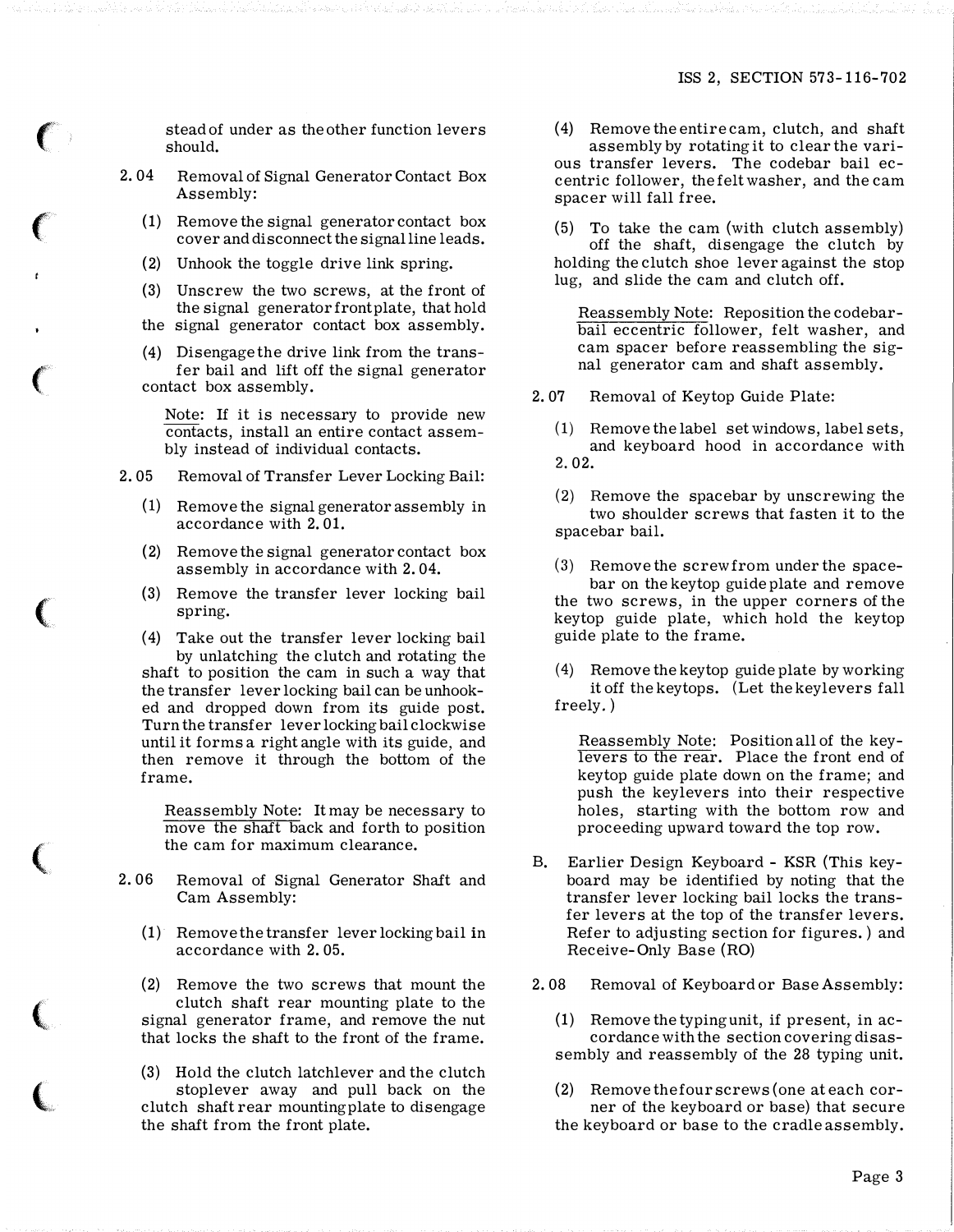stead of under as the other function levers should.

2.04 Removal of Signal Generator Contact Box Assembly:

(1) Remove the signal generator contact box cover and disconnect the signal line leads.

(2) Unhook the toggle drive link spring.

(3) Unscrew the two screws, at the front of the signal generator front plate, that hold the signal generator contact box assembly.

(4) Disengage the drive link from the transfer bail and lift off the signal generator contact box assembly.

Note: If it is necessary to provide new contacts, install an entire contact assembly instead of individual contacts.

2.05 Removal of Transfer Lever Locking Bail:

(1) Remove the signal generator assembly in accordance with 2.01.

(2) Remove the signal generator contact box assembly in accordance with 2.04.

(3) Remove the transfer lever locking bail spring.

(4) Take out the transfer lever locking bail by unlatching the clutch and rotating the shaft to position the cam in such a way that the transfer lever locking bail can be unhooked and dropped down from its guide post. Turn the transfer lever locking bail clockwise until it forms a right angle with its guide, and then remove it through the bottom of the frame.

Reassembly Note: It may be necessary to move the shaft back and forth to position the cam for maximum clearance.

2.06 Removal of Signal Generator Shaft and Cam Assembly:

(1) Remove the transfer lever locking bail in accordance with 2.05.

(2) Remove the two screws that mount the clutch shaft rear mounting plate to the signal generator frame, and remove the nut that locks the shaft to the front of the frame.

(3) Hold the clutch latchlever and the clutch stoplever away and pull back on the clutch shaft rear mounting plate to disengage the shaft from the front plate.

(4) Remove the entire cam, clutch, and shaft assembly by rotating it to clear the various transfer levers. The codebar bail eccentric follower, the felt washer, and the cam spacer will fall free.

(5) To take the cam (with clutch assembly) off the shaft, disengage the clutch by holding the clutch shoe lever against the stop lug, and slide the cam and clutch off.

Reassembly Note: Reposition the codebar-bail eccentric follower, felt washer, and cam spacer before reassembling the signal generator cam and shaft assembly.

2.07 Removal of Keytop Guide Plate:

(1) Remove the label set windows, label sets, and keyboard hood in accordance with 2.02.

(2) Remove the spacebar by unscrewing the two shoulder screws that fasten it to the spacebar bail.

(3) Remove the screw from under the spacebar on the keytop guide plate and remove the two screws, in the upper corners of the keytop guide plate, which hold the keytop guide plate to the frame.

(4) Remove the keytop guide plate by working it off the keytops. (Let the keylevers fall freely.)

Reassembly Note: Position all of the keylevers to the rear. Place the front end of keytop guide plate down on the frame; and push the keylevers into their respective holes, starting with the bottom row and proceeding upward toward the top row.

B. Earlier Design Keyboard - KSR (This keyboard may be identified by noting that the transfer lever locking bail locks the transfer levers at the top of the transfer levers. Refer to adjusting section for figures.) and Receive-Only Base (RO)

2.08 Removal of Keyboard or Base Assembly:

(1) Remove the typing unit, if present, in accordance with the section covering disassembly and reassembly of the 28 typing unit.

(2) Remove the four screws (one at each corner of the keyboard or base) that secure the keyboard or base to the cradle assembly.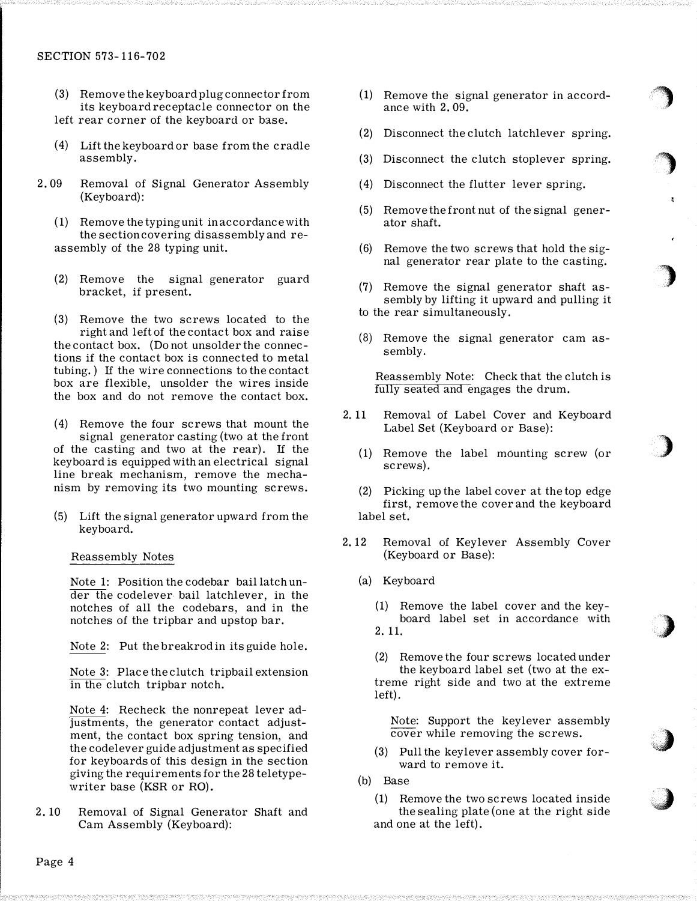(3) Remove the keyboard plug connector from its keyboard receptacle connector on the left rear corner of the keyboard or base.

(4) Lift the keyboard or base from the cradle assembly.

2.09 Removal of Signal Generator Assembly (Keyboard):

(1) Remove the typing unit in accordance with the section covering disassembly and reassembly of the 28 typing unit.

(2) Remove the signal generator guard bracket, if present.

(3) Remove the two screws located to the right and left of the contact box and raise the contact box. (Do not unsolder the connections if the contact box is connected to metal tubing.) If the wire connections to the contact box are flexible, unsolder the wires inside the box and do not remove the contact box.

(4) Remove the four screws that mount the signal generator casting (two at the front of the casting and two at the rear). If the keyboard is equipped with an electrical signal line break mechanism, remove the mechanism by removing its two mounting screws.

(5) Lift the signal generator upward from the keyboard.

Reassembly Notes

Note 1: Position the codebar bail latch under the codelever bail latchlever, in the notches of all the codebars, and in the notches of the tripbar and upstop bar.

Note 2: Put the breakrod in its guide hole.

Note 3: Place the clutch tripbail extension in the clutch tripbar notch.

Note 4: Recheck the nonrepeat lever adjustments, the generator contact adjustment, the contact box spring tension, and the codelever guide adjustment as specified for keyboards of this design in the section giving the requirements for the 28 teletypewriter base (KSR or RO).

2.10 Removal of Signal Generator Shaft and Cam Assembly (Keyboard):

(1) Remove the signal generator in accordance with 2.09.

(2) Disconnect the clutch latchlever spring.

(3) Disconnect the clutch stoplever spring.

(4) Disconnect the flutter lever spring.

(5) Remove the front nut of the signal generator shaft.

(6) Remove the two screws that hold the signal generator rear plate to the casting.

(7) Remove the signal generator shaft assembly by lifting it upward and pulling it to the rear simultaneously.

(8) Remove the signal generator cam assembly.

Reassembly Note: Check that the clutch is fully seated and engages the drum.

2.11 Removal of Label Cover and Keyboard Label Set (Keyboard or Base):

(1) Remove the label mounting screw (or screws).

(2) Picking up the label cover at the top edge first, remove the cover and the keyboard label set.

2.12 Removal of Keylever Assembly Cover (Keyboard or Base):

(a) Keyboard

(1) Remove the label cover and the keyboard label set in accordance with 2.11.

(2) Remove the four screws located under the keyboard label set (two at the extreme right side and two at the extreme left).

Note: Support the keylever assembly cover while removing the screws.

(3) Pull the keylever assembly cover forward to remove it.

(b) Base

(1) Remove the two screws located inside the sealing plate (one at the right side and one at the left).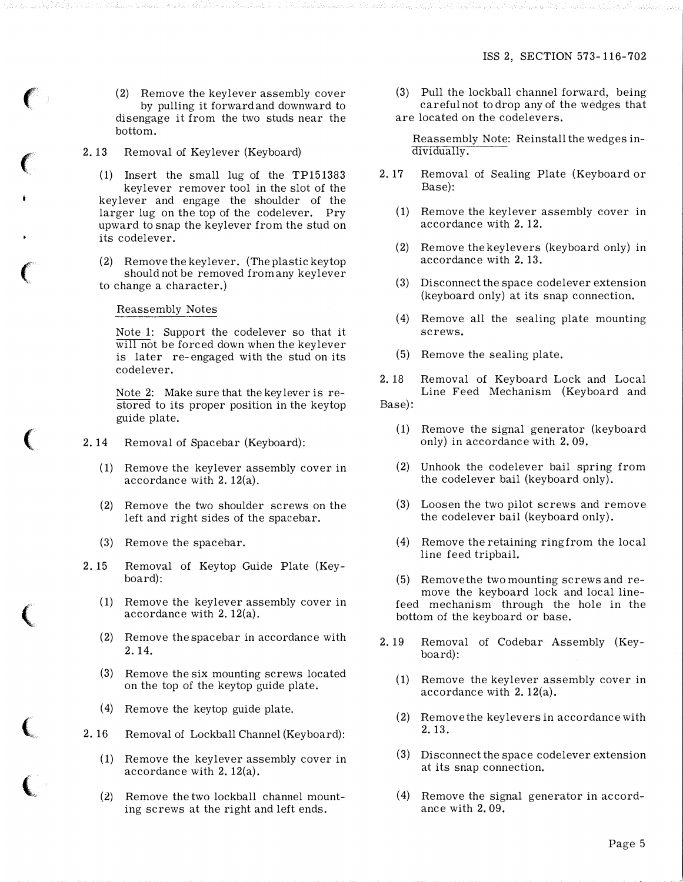(2) Remove the keylever assembly cover by pulling it forward and downward to disengage it from the two studs near the bottom.

2.13 Removal of Keylever (Keyboard)

(1) Insert the small lug of the TP151383 keylever remover tool in the slot of the keylever and engage the shoulder of the larger lug on the top of the codelever. Pry upward to snap the keylever from the stud on its codelever.

(2) Remove the keylever. (The plastic keytop should not be removed from any keylever to change a character.)

Reassembly Notes

Note 1: Support the codelever so that it will not be forced down when the keylever is later re-engaged with the stud on its codelever.

Note 2: Make sure that the keylever is restored to its proper position in the keytop guide plate.

2.14 Removal of Spacebar (Keyboard):

(1) Remove the keylever assembly cover in accordance with 2.12(a).

(2) Remove the two shoulder screws on the left and right sides of the spacebar.

(3) Remove the spacebar.

2.15 Removal of Keytop Guide Plate (Keyboard):

(1) Remove the keylever assembly cover in accordance with 2.12(a).

(2) Remove the spacebar in accordance with 2.14.

(3) Remove the six mounting screws located on the top of the keytop guide plate.

(4) Remove the keytop guide plate.

2.16 Removal of Lockball Channel (Keyboard):

(1) Remove the keylever assembly cover in accordance with 2.12(a).

(2) Remove the two lockball channel mounting screws at the right and left ends.

(3) Pull the lockball channel forward, being careful not to drop any of the wedges that are located on the codelevers.

Reassembly Note: Reinstall the wedges individually.

2.17 Removal of Sealing Plate (Keyboard or Base):

(1) Remove the keylever assembly cover in accordance with 2.12.

(2) Remove the keylevers (keyboard only) in accordance with 2.13.

(3) Disconnect the space codelever extension (keyboard only) at its snap connection.

(4) Remove all the sealing plate mounting screws.

(5) Remove the sealing plate.

2.18 Removal of Keyboard Lock and Local Line Feed Mechanism (Keyboard and Base):

(1) Remove the signal generator (keyboard only) in accordance with 2.09.

(2) Unhook the codelever bail spring from the codelever bail (keyboard only).

(3) Loosen the two pilot screws and remove the codelever bail (keyboard only).

(4) Remove the retaining ring from the local line feed tripbail.

(5) Remove the two mounting screws and remove the keyboard lock and local line-feed mechanism through the hole in the bottom of the keyboard or base.

2.19 Removal of Codebar Assembly (Keyboard):

(1) Remove the keylever assembly cover in accordance with 2.12(a).

(2) Remove the keylevers in accordance with 2.13.

(3) Disconnect the space codelever extension at its snap connection.

(4) Remove the signal generator in accordance with 2.09.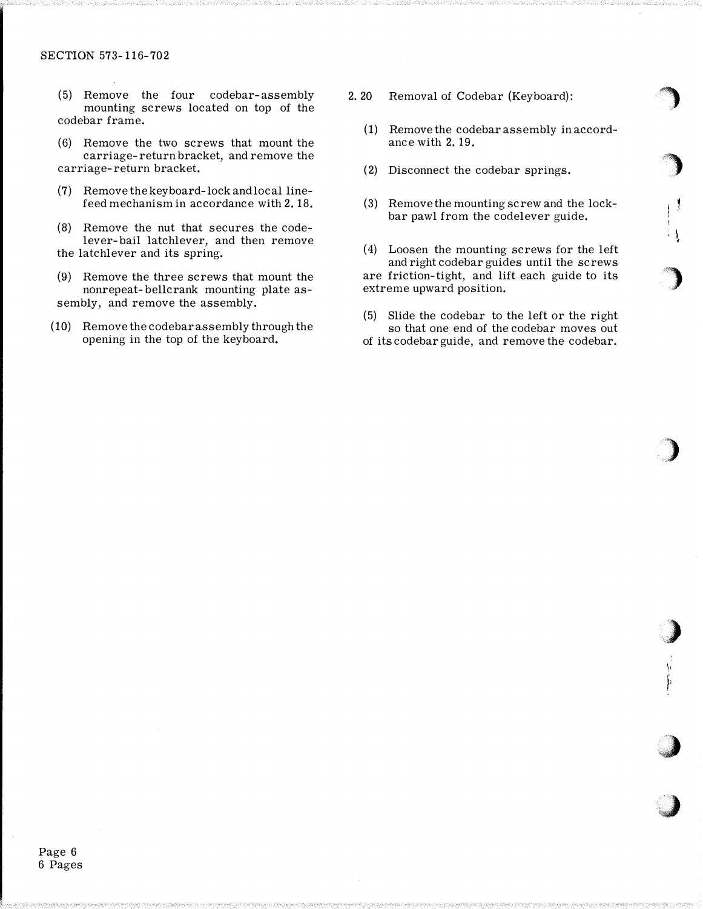(5) Remove the four codebar-assembly mounting screws located on top of the codebar frame.

(6) Remove the two screws that mount the carriage-return bracket, and remove the carriage-return bracket.

(7) Remove the keyboard-lock and local line-feed mechanism in accordance with 2.18.

(8) Remove the nut that secures the code-lever-bail latchlever, and then remove the latchlever and its spring.

(9) Remove the three screws that mount the nonrepeat-bellcrank mounting plate assembly, and remove the assembly.

(10) Remove the codebar assembly through the opening in the top of the keyboard.

2.20 Removal of Codebar (Keyboard):

(1) Remove the codebar assembly in accordance with 2.19.

(2) Disconnect the codebar springs.

(3) Remove the mounting screw and the lock-bar pawl from the codelever guide.

(4) Loosen the mounting screws for the left and right codebar guides until the screws are friction-tight, and lift each guide to its extreme upward position.

(5) Slide the codebar to the left or the right so that one end of the codebar moves out of its codebar guide, and remove the codebar.